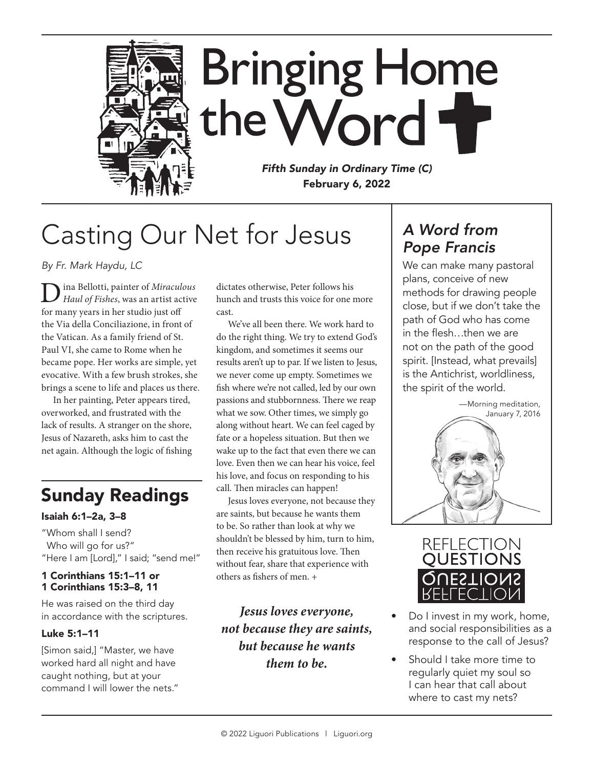# Bringing Home the Word

***Fifth Sunday in Ordinary Time (C)***
**February 6, 2022**

# Casting Our Net for Jesus

*By Fr. Mark Haydu, LC*

Dina Bellotti, painter of *Miraculous Haul of Fishes*, was an artist active for many years in her studio just off the Via della Conciliazione, in front of the Vatican. As a family friend of St. Paul VI, she came to Rome when he became pope. Her works are simple, yet evocative. With a few brush strokes, she brings a scene to life and places us there.

In her painting, Peter appears tired, overworked, and frustrated with the lack of results. A stranger on the shore, Jesus of Nazareth, asks him to cast the net again. Although the logic of fishing dictates otherwise, Peter follows his hunch and trusts this voice for one more cast.

We've all been there. We work hard to do the right thing. We try to extend God's kingdom, and sometimes it seems our results aren't up to par. If we listen to Jesus, we never come up empty. Sometimes we fish where we're not called, led by our own passions and stubbornness. There we reap what we sow. Other times, we simply go along without heart. We can feel caged by fate or a hopeless situation. But then we wake up to the fact that even there we can love. Even then we can hear his voice, feel his love, and focus on responding to his call. Then miracles can happen!

Jesus loves everyone, not because they are saints, but because he wants them to be. So rather than look at why we shouldn't be blessed by him, turn to him, then receive his gratuitous love. Then without fear, share that experience with others as fishers of men. +

***Jesus loves everyone, not because they are saints, but because he wants them to be.***

## Sunday Readings

**Isaiah 6:1–2a, 3–8**

"Whom shall I send?
Who will go for us?"
"Here I am [Lord]," I said; "send me!"

**1 Corinthians 15:1–11 or 1 Corinthians 15:3–8, 11**

He was raised on the third day in accordance with the scriptures.

**Luke 5:1–11**

[Simon said,] "Master, we have worked hard all night and have caught nothing, but at your command I will lower the nets."

## *A Word from Pope Francis*

We can make many pastoral plans, conceive of new methods for drawing people close, but if we don't take the path of God who has come in the flesh…then we are not on the path of the good spirit. [Instead, what prevails] is the Antichrist, worldliness, the spirit of the world.

—Morning meditation, January 7, 2016

## Reflection Questions

- Do I invest in my work, home, and social responsibilities as a response to the call of Jesus?
- Should I take more time to regularly quiet my soul so I can hear that call about where to cast my nets?

© 2022 Liguori Publications | Liguori.org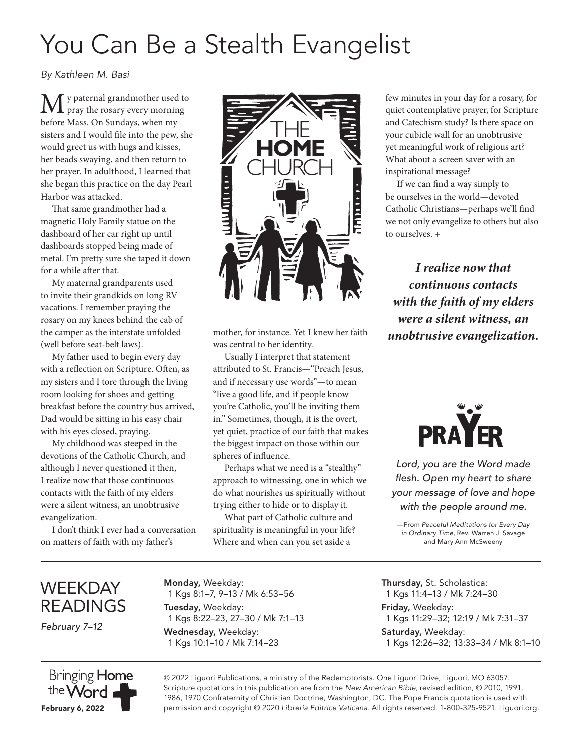# You Can Be a Stealth Evangelist

*By Kathleen M. Basi*

My paternal grandmother used to pray the rosary every morning before Mass. On Sundays, when my sisters and I would file into the pew, she would greet us with hugs and kisses, her beads swaying, and then return to her prayer. In adulthood, I learned that she began this practice on the day Pearl Harbor was attacked.

That same grandmother had a magnetic Holy Family statue on the dashboard of her car right up until dashboards stopped being made of metal. I'm pretty sure she taped it down for a while after that.

My maternal grandparents used to invite their grandkids on long RV vacations. I remember praying the rosary on my knees behind the cab of the camper as the interstate unfolded (well before seat-belt laws).

My father used to begin every day with a reflection on Scripture. Often, as my sisters and I tore through the living room looking for shoes and getting breakfast before the country bus arrived, Dad would be sitting in his easy chair with his eyes closed, praying.

My childhood was steeped in the devotions of the Catholic Church, and although I never questioned it then, I realize now that those continuous contacts with the faith of my elders were a silent witness, an unobtrusive evangelization.

I don't think I ever had a conversation on matters of faith with my father's mother, for instance. Yet I knew her faith was central to her identity.

Usually I interpret that statement attributed to St. Francis—"Preach Jesus, and if necessary use words"—to mean "live a good life, and if people know you're Catholic, you'll be inviting them in." Sometimes, though, it is the overt, yet quiet, practice of our faith that makes the biggest impact on those within our spheres of influence.

Perhaps what we need is a "stealthy" approach to witnessing, one in which we do what nourishes us spiritually without trying either to hide or to display it.

What part of Catholic culture and spirituality is meaningful in your life? Where and when can you set aside a few minutes in your day for a rosary, for quiet contemplative prayer, for Scripture and Catechism study? Is there space on your cubicle wall for an unobtrusive yet meaningful work of religious art? What about a screen saver with an inspirational message?

If we can find a way simply to be ourselves in the world—devoted Catholic Christians—perhaps we'll find we not only evangelize to others but also to ourselves. +

***I realize now that continuous contacts with the faith of my elders were a silent witness, an unobtrusive evangelization.***

THE HOME CHURCH

## PRAYER

*Lord, you are the Word made flesh. Open my heart to share your message of love and hope with the people around me.*

—From *Peaceful Meditations for Every Day in Ordinary Time*, Rev. Warren J. Savage and Mary Ann McSweeny

## WEEKDAY READINGS

*February 7–12*

**Monday,** Weekday: 1 Kgs 8:1–7, 9–13 / Mk 6:53–56

**Tuesday,** Weekday: 1 Kgs 8:22–23, 27–30 / Mk 7:1–13

**Wednesday,** Weekday: 1 Kgs 10:1–10 / Mk 7:14–23

**Thursday,** St. Scholastica: 1 Kgs 11:4–13 / Mk 7:24–30

**Friday,** Weekday: 1 Kgs 11:29–32; 12:19 / Mk 7:31–37

**Saturday,** Weekday: 1 Kgs 12:26–32; 13:33–34 / Mk 8:1–10

Bringing Home the Word
February 6, 2022

© 2022 Liguori Publications, a ministry of the Redemptorists. One Liguori Drive, Liguori, MO 63057. Scripture quotations in this publication are from the *New American Bible,* revised edition, © 2010, 1991, 1986, 1970 Confraternity of Christian Doctrine, Washington, DC. The Pope Francis quotation is used with permission and copyright © 2020 *Libreria Editrice Vaticana.* All rights reserved. 1-800-325-9521. Liguori.org.